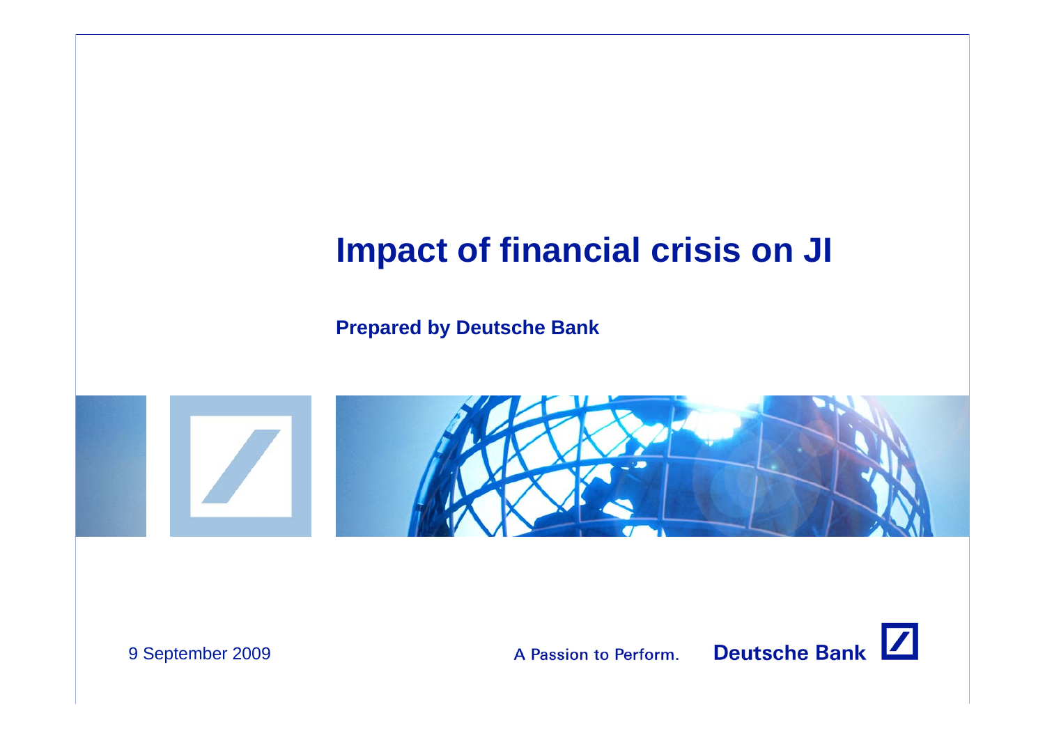# Impact of financial crisis on JI

**Prepared by Deutsche Bank**

9 September 2009

A Passion to Perform.

Deutsche Bank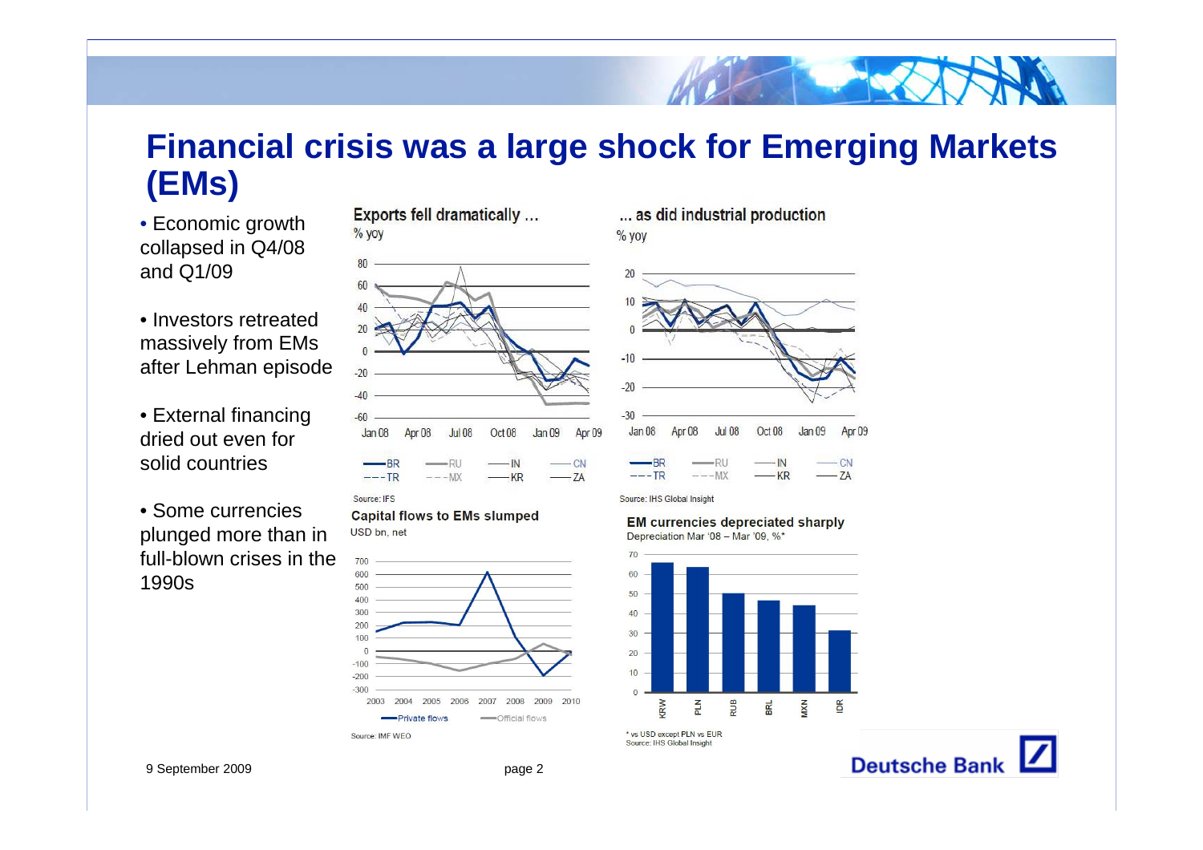# Financial crisis was a large shock for Emerging Markets (EMs)

- Economic growth collapsed in Q4/08 and Q1/09
- Investors retreated massively from EMs after Lehman episode
- External financing dried out even for solid countries
- Some currencies plunged more than in full-blown crises in the 1990s

**Exports fell dramatically …**

% yoy

Source: IFS

**… as did industrial production**

% yoy

Source: IHS Global Insight

**Capital flows to EMs slumped**

USD bn, net

Source: IMF WEO

**EM currencies depreciated sharply**

Depreciation Mar '08 – Mar '09, %*

\* vs USD except PLN vs EUR

Source: IHS Global Insight

9 September 2009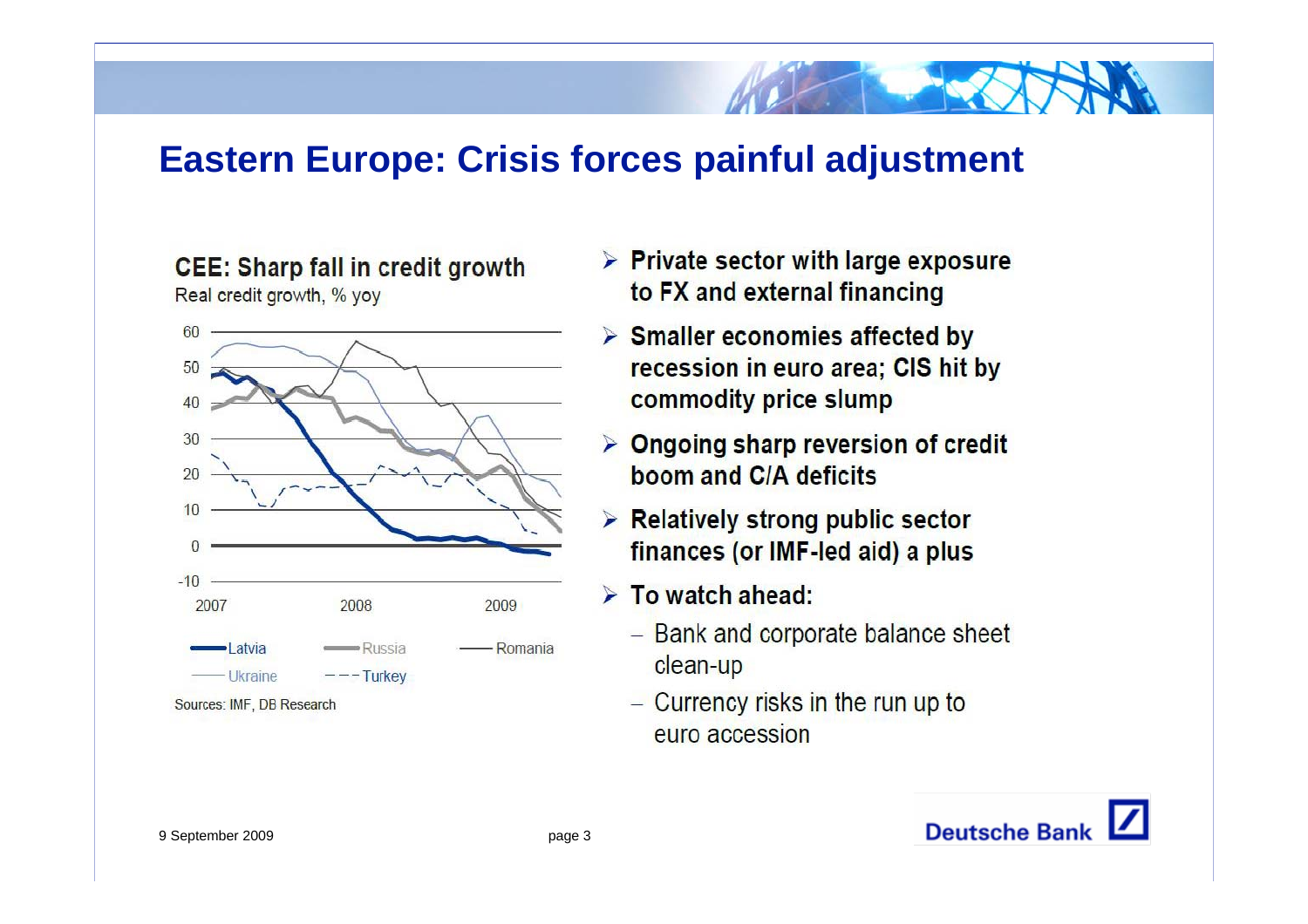# Eastern Europe: Crisis forces painful adjustment

**CEE: Sharp fall in credit growth**
Real credit growth, % yoy

Latvia, Russia, Romania, Ukraine, Turkey

Sources: IMF, DB Research

- **Private sector with large exposure to FX and external financing**
- **Smaller economies affected by recession in euro area; CIS hit by commodity price slump**
- **Ongoing sharp reversion of credit boom and C/A deficits**
- **Relatively strong public sector finances (or IMF-led aid) a plus**
- **To watch ahead:**
  - Bank and corporate balance sheet clean-up
  - Currency risks in the run up to euro accession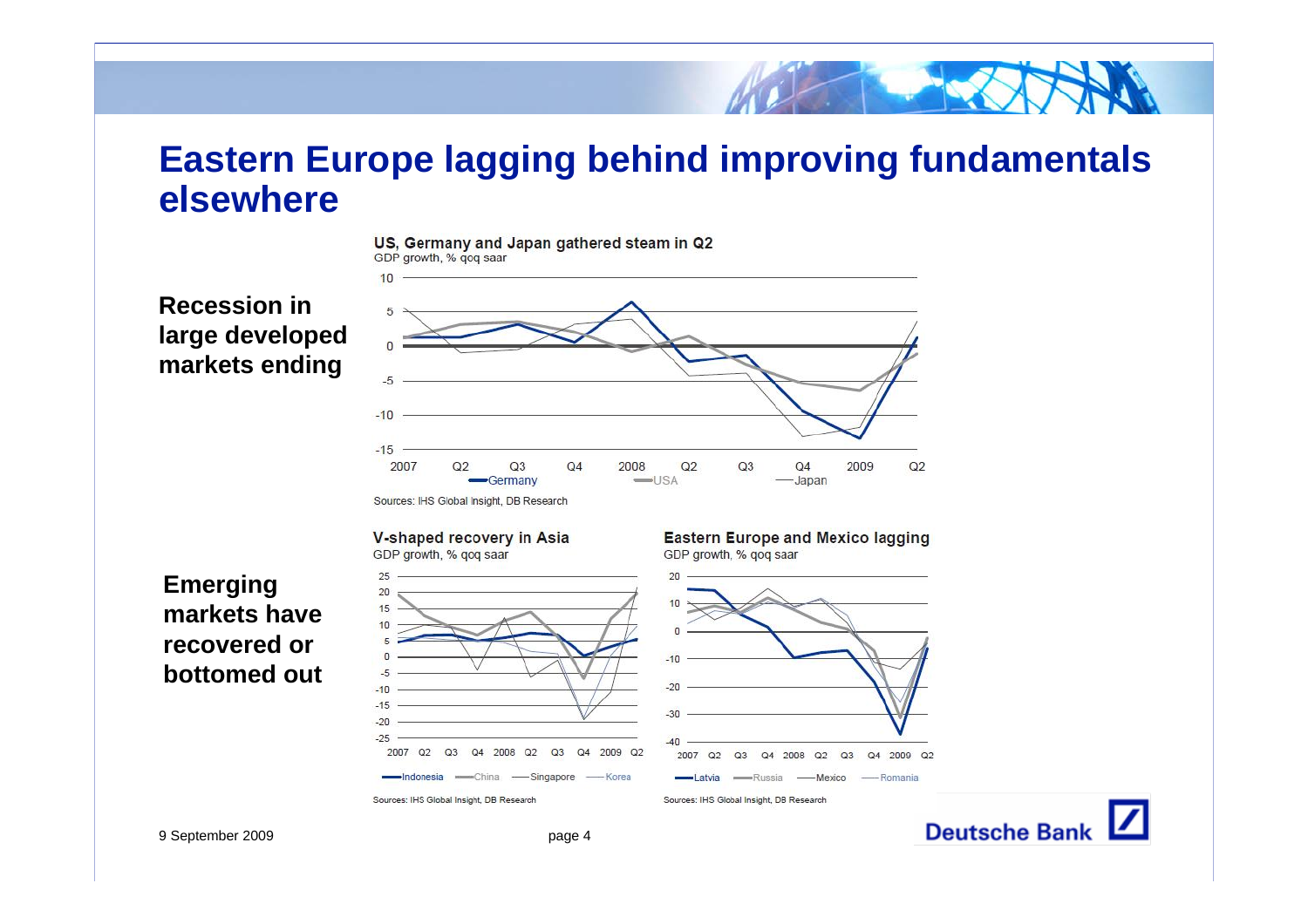# Eastern Europe lagging behind improving fundamentals elsewhere

**Recession in large developed markets ending**

**US, Germany and Japan gathered steam in Q2**
GDP growth, % qoq saar

Legend: Germany, USA, Japan

Sources: IHS Global Insight, DB Research

**Emerging markets have recovered or bottomed out**

**V-shaped recovery in Asia**
GDP growth, % qoq saar

Legend: Indonesia, China, Singapore, Korea

Sources: IHS Global Insight, DB Research

**Eastern Europe and Mexico lagging**
GDP growth, % qoq saar

Legend: Latvia, Russia, Mexico, Romania

Sources: IHS Global Insight, DB Research

9 September 2009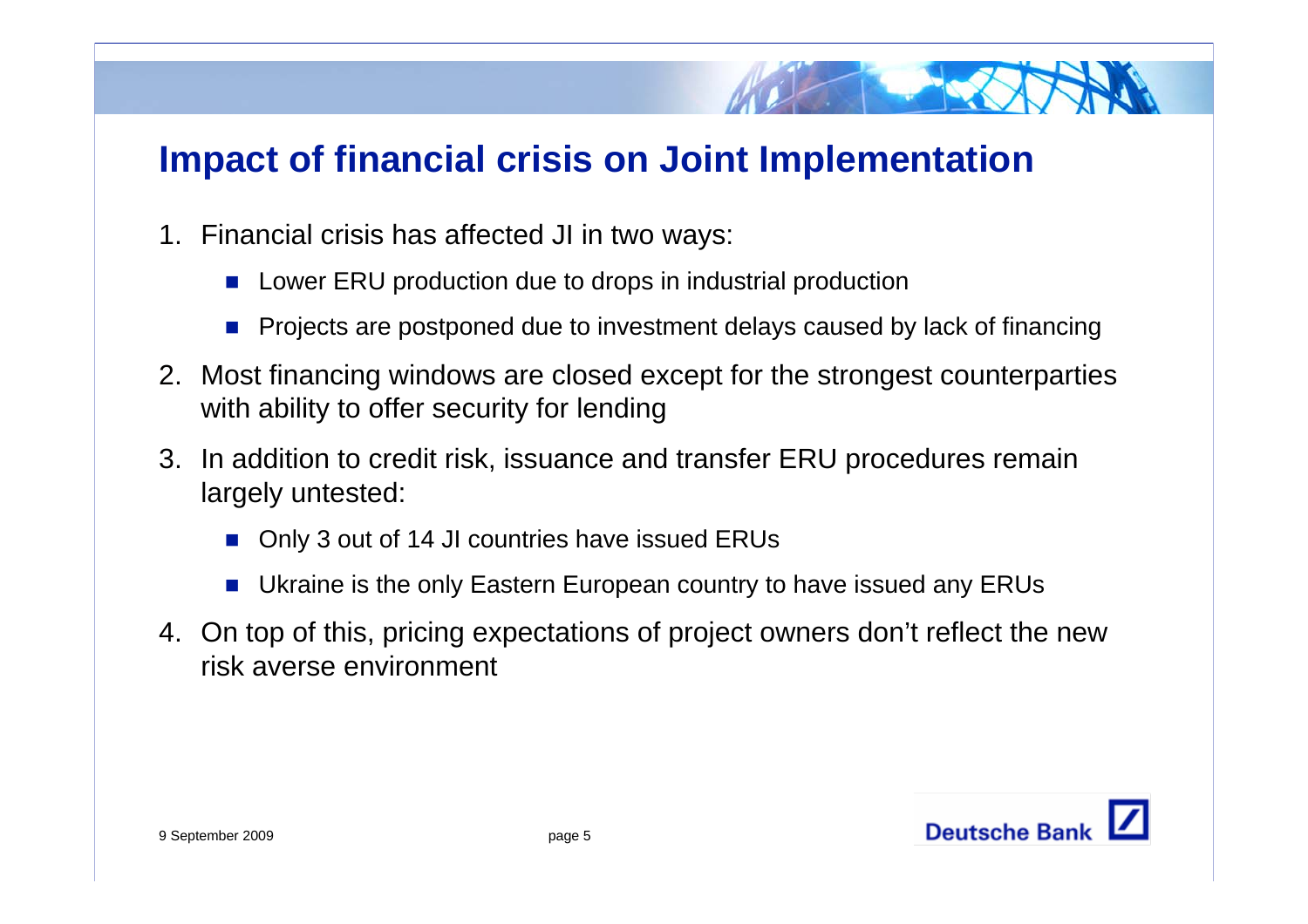# Impact of financial crisis on Joint Implementation

1. Financial crisis has affected JI in two ways:
   - Lower ERU production due to drops in industrial production
   - Projects are postponed due to investment delays caused by lack of financing
2. Most financing windows are closed except for the strongest counterparties with ability to offer security for lending
3. In addition to credit risk, issuance and transfer ERU procedures remain largely untested:
   - Only 3 out of 14 JI countries have issued ERUs
   - Ukraine is the only Eastern European country to have issued any ERUs
4. On top of this, pricing expectations of project owners don't reflect the new risk averse environment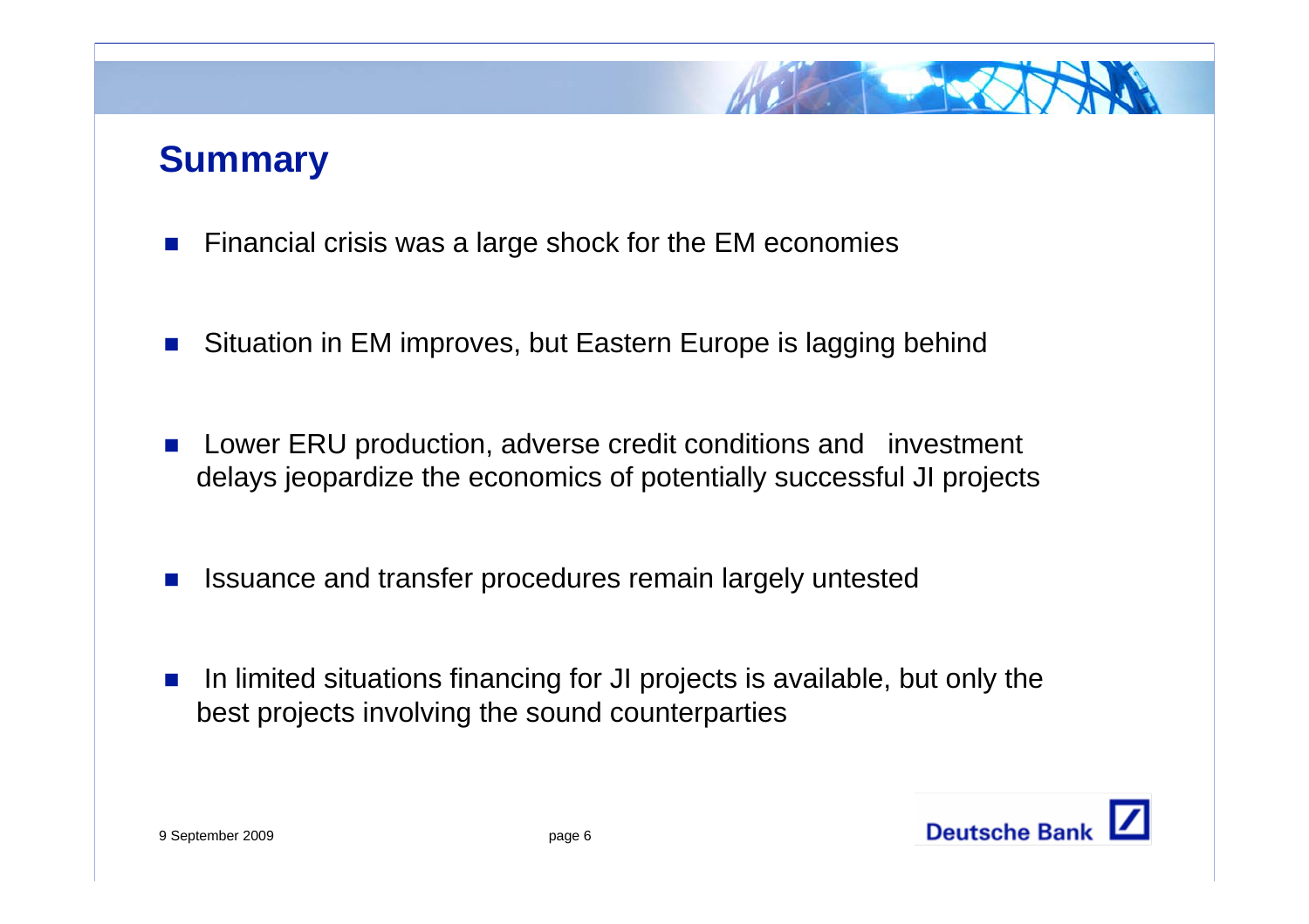# Summary

- Financial crisis was a large shock for the EM economies
- Situation in EM improves, but Eastern Europe is lagging behind
- Lower ERU production, adverse credit conditions and investment delays jeopardize the economics of potentially successful JI projects
- Issuance and transfer procedures remain largely untested
- In limited situations financing for JI projects is available, but only the best projects involving the sound counterparties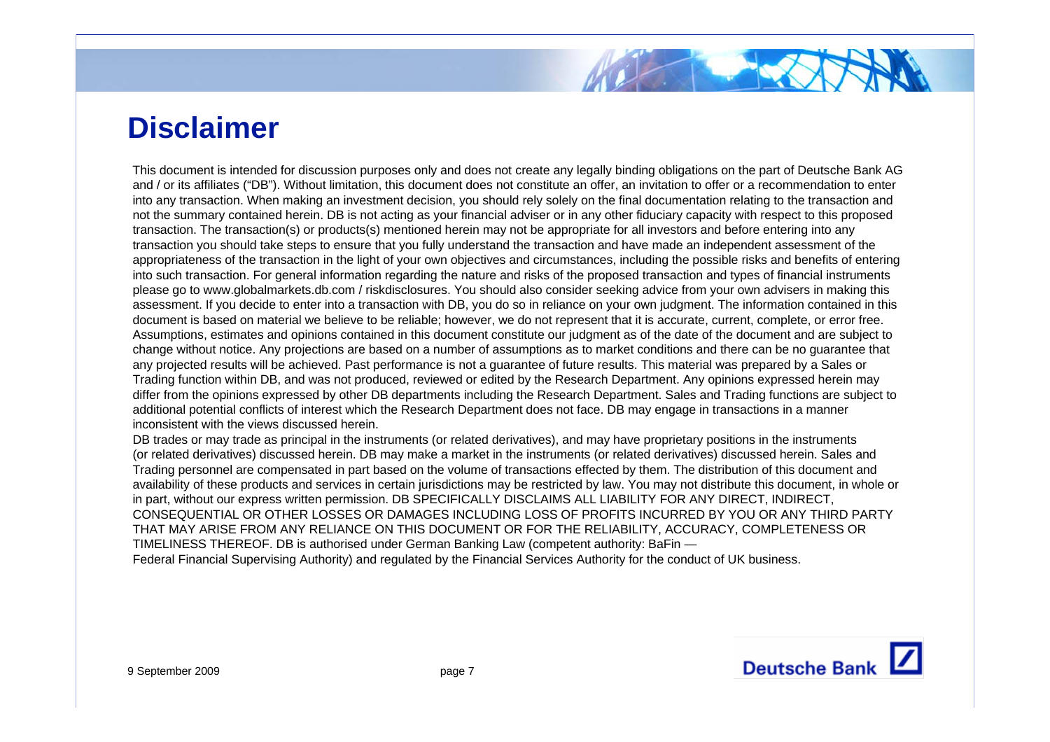# Disclaimer

This document is intended for discussion purposes only and does not create any legally binding obligations on the part of Deutsche Bank AG and / or its affiliates ("DB"). Without limitation, this document does not constitute an offer, an invitation to offer or a recommendation to enter into any transaction. When making an investment decision, you should rely solely on the final documentation relating to the transaction and not the summary contained herein. DB is not acting as your financial adviser or in any other fiduciary capacity with respect to this proposed transaction. The transaction(s) or products(s) mentioned herein may not be appropriate for all investors and before entering into any transaction you should take steps to ensure that you fully understand the transaction and have made an independent assessment of the appropriateness of the transaction in the light of your own objectives and circumstances, including the possible risks and benefits of entering into such transaction. For general information regarding the nature and risks of the proposed transaction and types of financial instruments please go to www.globalmarkets.db.com / riskdisclosures. You should also consider seeking advice from your own advisers in making this assessment. If you decide to enter into a transaction with DB, you do so in reliance on your own judgment. The information contained in this document is based on material we believe to be reliable; however, we do not represent that it is accurate, current, complete, or error free. Assumptions, estimates and opinions contained in this document constitute our judgment as of the date of the document and are subject to change without notice. Any projections are based on a number of assumptions as to market conditions and there can be no guarantee that any projected results will be achieved. Past performance is not a guarantee of future results. This material was prepared by a Sales or Trading function within DB, and was not produced, reviewed or edited by the Research Department. Any opinions expressed herein may differ from the opinions expressed by other DB departments including the Research Department. Sales and Trading functions are subject to additional potential conflicts of interest which the Research Department does not face. DB may engage in transactions in a manner inconsistent with the views discussed herein.

DB trades or may trade as principal in the instruments (or related derivatives), and may have proprietary positions in the instruments (or related derivatives) discussed herein. DB may make a market in the instruments (or related derivatives) discussed herein. Sales and Trading personnel are compensated in part based on the volume of transactions effected by them. The distribution of this document and availability of these products and services in certain jurisdictions may be restricted by law. You may not distribute this document, in whole or in part, without our express written permission. DB SPECIFICALLY DISCLAIMS ALL LIABILITY FOR ANY DIRECT, INDIRECT, CONSEQUENTIAL OR OTHER LOSSES OR DAMAGES INCLUDING LOSS OF PROFITS INCURRED BY YOU OR ANY THIRD PARTY THAT MAY ARISE FROM ANY RELIANCE ON THIS DOCUMENT OR FOR THE RELIABILITY, ACCURACY, COMPLETENESS OR TIMELINESS THEREOF. DB is authorised under German Banking Law (competent authority: BaFin — Federal Financial Supervising Authority) and regulated by the Financial Services Authority for the conduct of UK business.

9 September 2009

Deutsche Bank